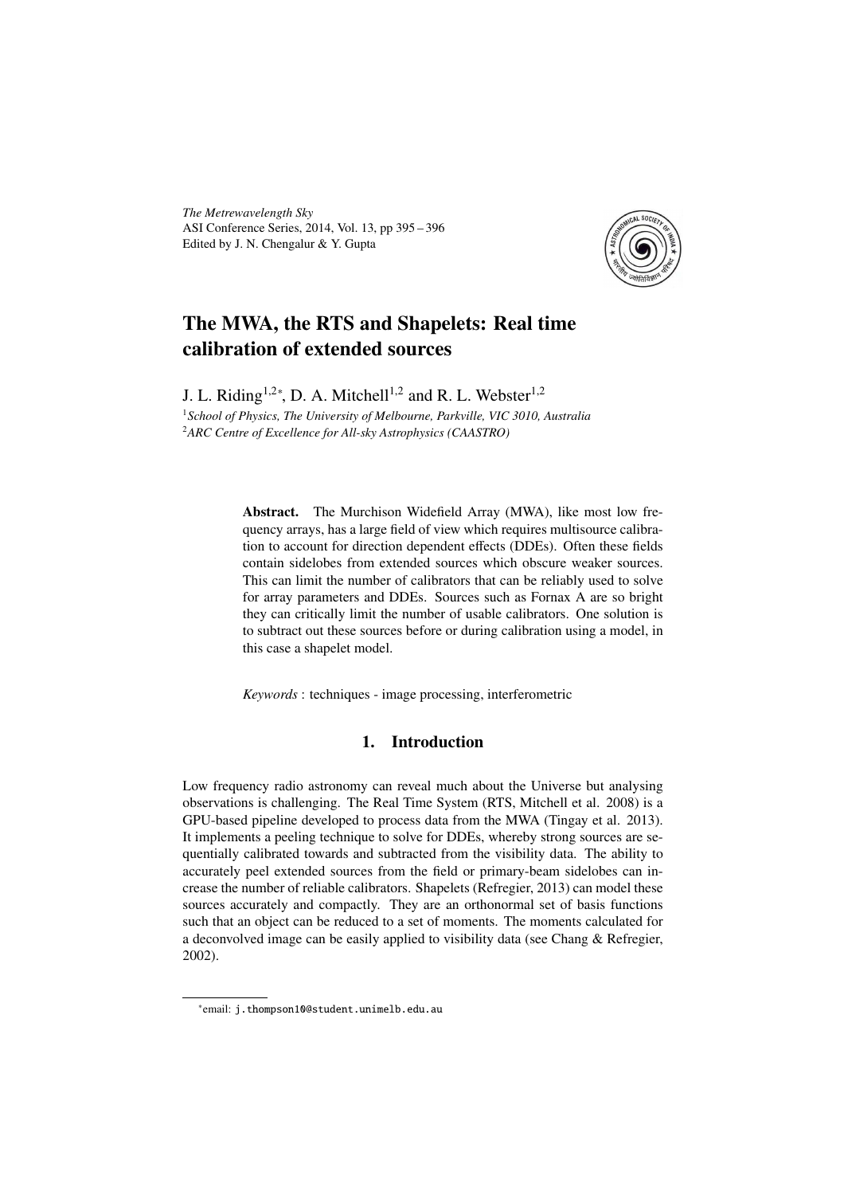*The Metrewavelength Sky*
ASI Conference Series, 2014, Vol. 13, pp 395 – 396
Edited by J. N. Chengalur & Y. Gupta

# The MWA, the RTS and Shapelets: Real time calibration of extended sources

J. L. Riding[1,2*], D. A. Mitchell[1,2] and R. L. Webster[1,2]

[1]*School of Physics, The University of Melbourne, Parkville, VIC 3010, Australia*
[2]*ARC Centre of Excellence for All-sky Astrophysics (CAASTRO)*

**Abstract.** The Murchison Widefield Array (MWA), like most low frequency arrays, has a large field of view which requires multisource calibration to account for direction dependent effects (DDEs). Often these fields contain sidelobes from extended sources which obscure weaker sources. This can limit the number of calibrators that can be reliably used to solve for array parameters and DDEs. Sources such as Fornax A are so bright they can critically limit the number of usable calibrators. One solution is to subtract out these sources before or during calibration using a model, in this case a shapelet model.

*Keywords* : techniques - image processing, interferometric

## 1. Introduction

Low frequency radio astronomy can reveal much about the Universe but analysing observations is challenging. The Real Time System (RTS, Mitchell et al. 2008) is a GPU-based pipeline developed to process data from the MWA (Tingay et al. 2013). It implements a peeling technique to solve for DDEs, whereby strong sources are sequentially calibrated towards and subtracted from the visibility data. The ability to accurately peel extended sources from the field or primary-beam sidelobes can increase the number of reliable calibrators. Shapelets (Refregier, 2013) can model these sources accurately and compactly. They are an orthonormal set of basis functions such that an object can be reduced to a set of moments. The moments calculated for a deconvolved image can be easily applied to visibility data (see Chang & Refregier, 2002).

*email: j.thompson10@student.unimelb.edu.au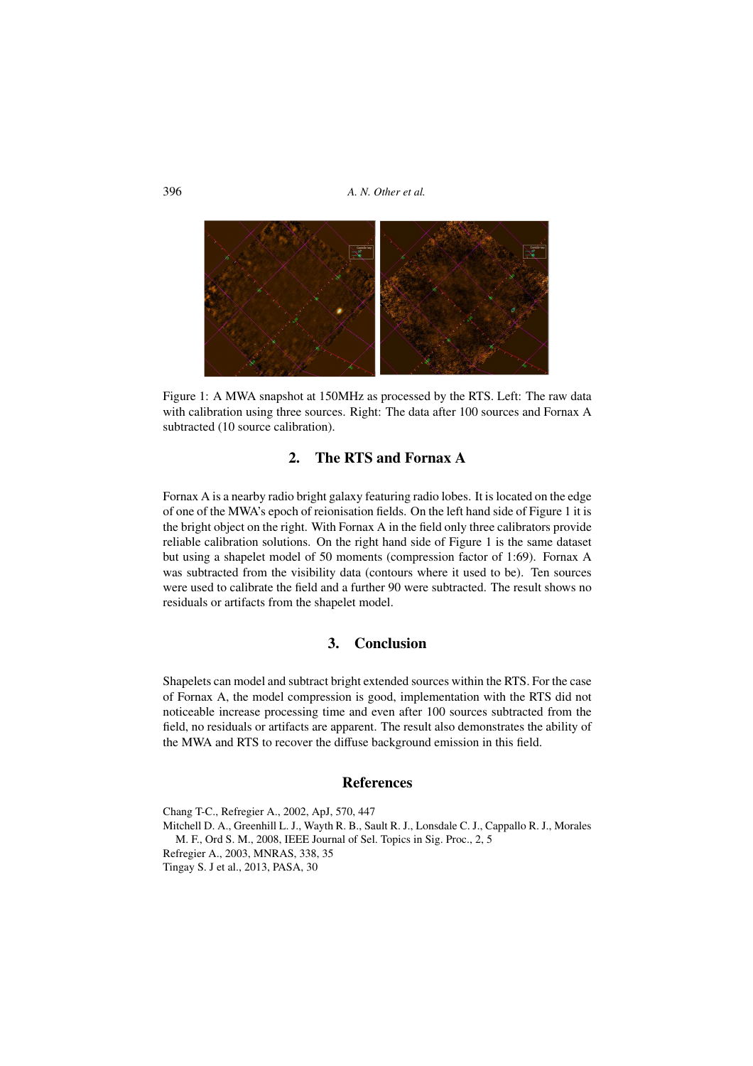Figure 1: A MWA snapshot at 150MHz as processed by the RTS. Left: The raw data with calibration using three sources. Right: The data after 100 sources and Fornax A subtracted (10 source calibration).

## 2. The RTS and Fornax A

Fornax A is a nearby radio bright galaxy featuring radio lobes. It is located on the edge of one of the MWA's epoch of reionisation fields. On the left hand side of Figure 1 it is the bright object on the right. With Fornax A in the field only three calibrators provide reliable calibration solutions. On the right hand side of Figure 1 is the same dataset but using a shapelet model of 50 moments (compression factor of 1:69). Fornax A was subtracted from the visibility data (contours where it used to be). Ten sources were used to calibrate the field and a further 90 were subtracted. The result shows no residuals or artifacts from the shapelet model.

## 3. Conclusion

Shapelets can model and subtract bright extended sources within the RTS. For the case of Fornax A, the model compression is good, implementation with the RTS did not noticeable increase processing time and even after 100 sources subtracted from the field, no residuals or artifacts are apparent. The result also demonstrates the ability of the MWA and RTS to recover the diffuse background emission in this field.

## References

Chang T-C., Refregier A., 2002, ApJ, 570, 447

Mitchell D. A., Greenhill L. J., Wayth R. B., Sault R. J., Lonsdale C. J., Cappallo R. J., Morales M. F., Ord S. M., 2008, IEEE Journal of Sel. Topics in Sig. Proc., 2, 5

Refregier A., 2003, MNRAS, 338, 35

Tingay S. J et al., 2013, PASA, 30